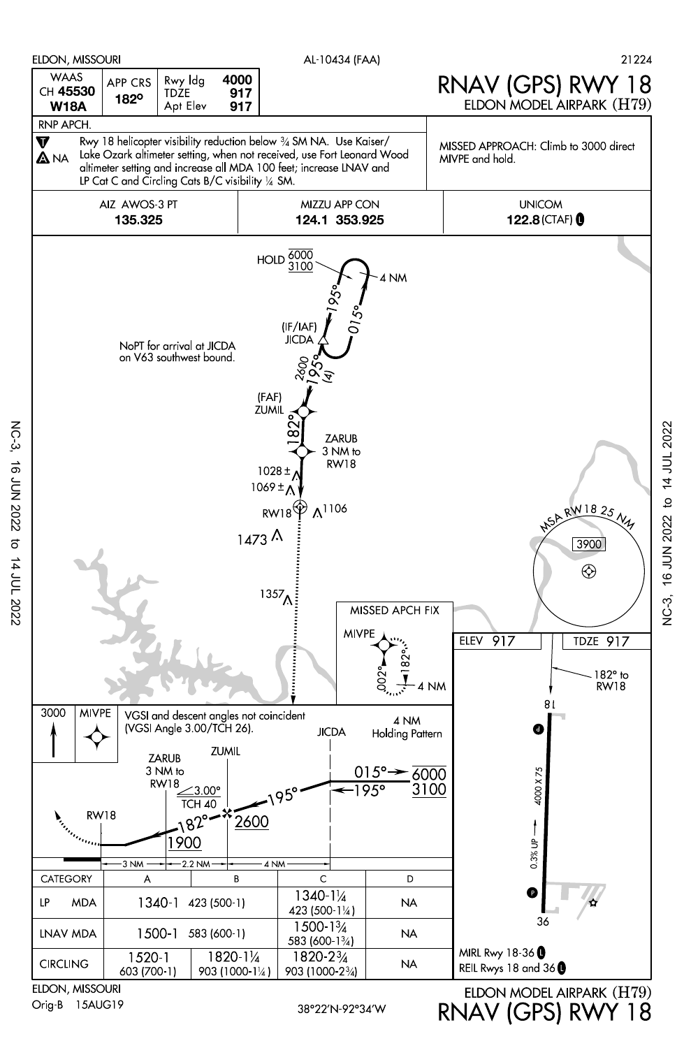ELDON, MISSOURI — AL-10434 (FAA) — 21224

# RNAV (GPS) RWY 18

## ELDON MODEL AIRPARK (H79)

| WAAS CH 45530 W18A | APP CRS 182° | Rwy ldg 4000 | TDZE 917 | Apt Elev 917 |
|---|---|---|---|---|

RNP APCH.

Rwy 18 helicopter visibility reduction below ¾ SM NA. Use Kaiser/Lake Ozark altimeter setting, when not received, use Fort Leonard Wood altimeter setting and increase all MDA 100 feet; increase LNAV and LP Cat C and Circling Cats B/C visibility ¼ SM.

A NA

MISSED APPROACH: Climb to 3000 direct MIVPE and hold.

| AIZ AWOS-3 PT | MIZZU APP CON | UNICOM |
|---|---|---|
| 135.325 | 124.1 353.925 | 122.8 (CTAF) |

HOLD 6000/3100, 195°, 015°, 4 NM

(IF/IAF) JICDA

NoPT for arrival at JICDA on V63 southwest bound.

2600 195° (4)

(FAF) ZUMIL

182°

ZARUB 3 NM to RW18

1028±, 1069±, RW18, 1106, 1473, 1357

MSA RW18 25 NM 3900

MISSED APCH FIX: MIVPE 182° 002° 4 NM

ELEV 917 — TDZE 917

182° to RW18

3000 MIVPE

VGSI and descent angles not coincident (VGSI Angle 3.00/TCH 26).

JICDA — 4 NM Holding Pattern — 015° 195° 6000/3100

ZARUB 3 NM to RW18 — ZUMIL — 3.00° TCH 40 — 182° — 195° — 2600 — 1900 — RW18

3 NM — 2.2 NM — 4 NM

Runway 18-36: 4000 X 75, 0.3% UP

| CATEGORY | A | B | C | D |
|---|---|---|---|---|
| LP MDA | 1340-1 423 (500-1) | | 1340-1¼ 423 (500-1¼) | NA |
| LNAV MDA | 1500-1 583 (600-1) | | 1500-1¾ 583 (600-1¾) | NA |
| CIRCLING | 1520-1 603 (700-1) | 1820-1¼ 903 (1000-1¼) | 1820-2¾ 903 (1000-2¾) | NA |

MIRL Rwy 18-36

REIL Rwys 18 and 36

ELDON, MISSOURI

Orig-B 15AUG19

38°22′N-92°34′W

ELDON MODEL AIRPARK (H79)

RNAV (GPS) RWY 18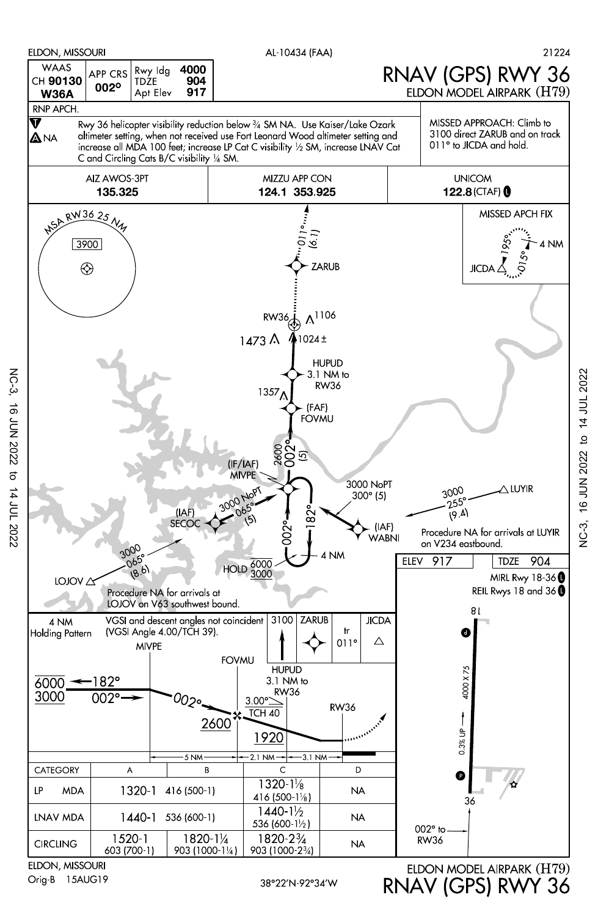ELDON, MISSOURI — AL-10434 (FAA) — 21224

# RNAV (GPS) RWY 36

## ELDON MODEL AIRPARK (H79)

| WAAS CH 90130 W36A | APP CRS 002° | Rwy Idg 4000 | TDZE 904 | Apt Elev 917 |
|---|---|---|---|---|

RNP APCH.

Rwy 36 helicopter visibility reduction below ¾ SM NA. Use Kaiser/Lake Ozark altimeter setting, when not received use Fort Leonard Wood altimeter setting and increase all MDA 100 feet; increase LP Cat C visibility ½ SM, increase LNAV Cat C and Circling Cats B/C visibility ¼ SM.

A NA

MISSED APPROACH: Climb to 3100 direct ZARUB and on track 011° to JICDA and hold.

| AIZ AWOS-3PT | MIZZU APP CON | UNICOM |
|---|---|---|
| 135.325 | 124.1 353.925 | 122.8 (CTAF) L |

MSA RW36 25 NM
3900

MISSED APCH FIX
JICDA
195°
015°
4 NM

011° (6.1)
ZARUB
RW36
1106
1473
1024±
HUPUD
3.1 NM to RW36
1357
(FAF) FOVMU
2600
002° (5)
(IF/IAF) MIVPE
3000 NoPT 065° (5)
(IAF) SECOC
3000 NoPT 300° (5)
(IAF) WABNI
3000 255° (9.4)
LUYIR
Procedure NA for arrivals at LUYIR on V234 eastbound.
182°
002°
4 NM
HOLD 6000 3000
3000 065° (8.6)
LOJOV
Procedure NA for arrivals at LOJOV on V63 southwest bound.

ELEV 917 — TDZE 904

MIRL Rwy 18-36 L
REIL Rwys 18 and 36 L

18
4000 X 75
0.3% UP
36
002° to RW36

4 NM Holding Pattern

VGSI and descent angles not coincident (VGSI Angle 4.00/TCH 39).

3100 ZARUB tr 011° JICDA

MIVPE
FOVMU
HUPUD 3.1 NM to RW36
6000 3000
182°
002°
002°
3.00°
TCH 40
2600
1920
RW36
5 NM
2.1 NM
3.1 NM

| CATEGORY | A | B | C | D |
|---|---|---|---|---|
| LP MDA | 1320-1 416 (500-1) | | 1320-1⅛ 416 (500-1⅛) | NA |
| LNAV MDA | 1440-1 536 (600-1) | | 1440-1½ 536 (600-1½) | NA |
| CIRCLING | 1520-1 603 (700-1) | 1820-1¼ 903 (1000-1¼) | 1820-2¾ 903 (1000-2¾) | NA |

ELDON, MISSOURI
Orig-B 15AUG19
38°22′N-92°34′W

ELDON MODEL AIRPARK (H79)
RNAV (GPS) RWY 36

NC-3, 16 JUN 2022 to 14 JUL 2022